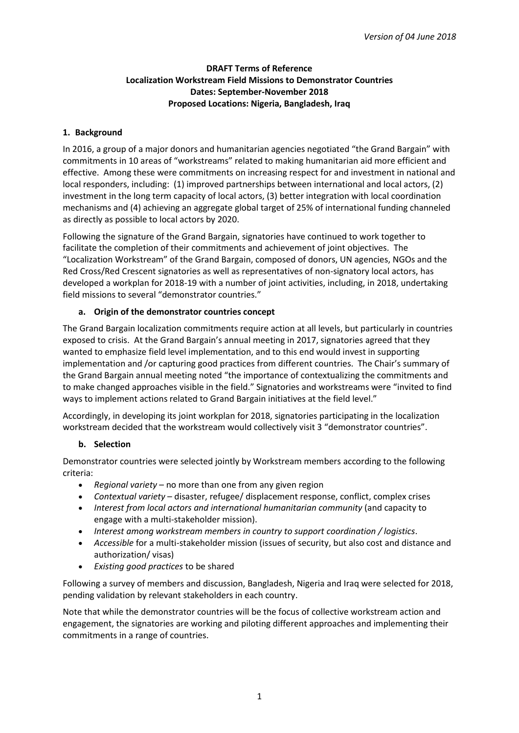*Version of 04 June 2018*

**DRAFT Terms of Reference**
**Localization Workstream Field Missions to Demonstrator Countries**
**Dates: September-November 2018**
**Proposed Locations: Nigeria, Bangladesh, Iraq**

## 1. Background

In 2016, a group of a major donors and humanitarian agencies negotiated "the Grand Bargain" with commitments in 10 areas of "workstreams" related to making humanitarian aid more efficient and effective. Among these were commitments on increasing respect for and investment in national and local responders, including: (1) improved partnerships between international and local actors, (2) investment in the long term capacity of local actors, (3) better integration with local coordination mechanisms and (4) achieving an aggregate global target of 25% of international funding channeled as directly as possible to local actors by 2020.

Following the signature of the Grand Bargain, signatories have continued to work together to facilitate the completion of their commitments and achievement of joint objectives. The "Localization Workstream" of the Grand Bargain, composed of donors, UN agencies, NGOs and the Red Cross/Red Crescent signatories as well as representatives of non-signatory local actors, has developed a workplan for 2018-19 with a number of joint activities, including, in 2018, undertaking field missions to several "demonstrator countries."

### a. Origin of the demonstrator countries concept

The Grand Bargain localization commitments require action at all levels, but particularly in countries exposed to crisis. At the Grand Bargain's annual meeting in 2017, signatories agreed that they wanted to emphasize field level implementation, and to this end would invest in supporting implementation and /or capturing good practices from different countries. The Chair's summary of the Grand Bargain annual meeting noted "the importance of contextualizing the commitments and to make changed approaches visible in the field." Signatories and workstreams were "invited to find ways to implement actions related to Grand Bargain initiatives at the field level."

Accordingly, in developing its joint workplan for 2018, signatories participating in the localization workstream decided that the workstream would collectively visit 3 "demonstrator countries".

### b. Selection

Demonstrator countries were selected jointly by Workstream members according to the following criteria:

- *Regional variety* – no more than one from any given region
- *Contextual variety* – disaster, refugee/ displacement response, conflict, complex crises
- *Interest from local actors and international humanitarian community* (and capacity to engage with a multi-stakeholder mission).
- *Interest among workstream members in country to support coordination / logistics*.
- *Accessible* for a multi-stakeholder mission (issues of security, but also cost and distance and authorization/ visas)
- *Existing good practices* to be shared

Following a survey of members and discussion, Bangladesh, Nigeria and Iraq were selected for 2018, pending validation by relevant stakeholders in each country.

Note that while the demonstrator countries will be the focus of collective workstream action and engagement, the signatories are working and piloting different approaches and implementing their commitments in a range of countries.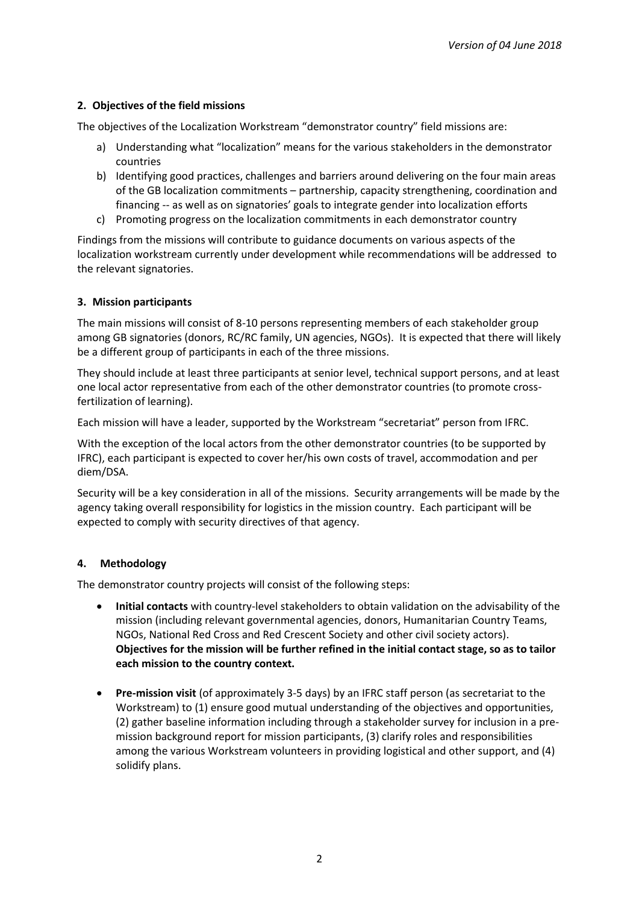## 2. Objectives of the field missions

The objectives of the Localization Workstream "demonstrator country" field missions are:

a) Understanding what "localization" means for the various stakeholders in the demonstrator countries
b) Identifying good practices, challenges and barriers around delivering on the four main areas of the GB localization commitments – partnership, capacity strengthening, coordination and financing -- as well as on signatories' goals to integrate gender into localization efforts
c) Promoting progress on the localization commitments in each demonstrator country

Findings from the missions will contribute to guidance documents on various aspects of the localization workstream currently under development while recommendations will be addressed to the relevant signatories.

## 3. Mission participants

The main missions will consist of 8-10 persons representing members of each stakeholder group among GB signatories (donors, RC/RC family, UN agencies, NGOs). It is expected that there will likely be a different group of participants in each of the three missions.

They should include at least three participants at senior level, technical support persons, and at least one local actor representative from each of the other demonstrator countries (to promote cross-fertilization of learning).

Each mission will have a leader, supported by the Workstream "secretariat" person from IFRC.

With the exception of the local actors from the other demonstrator countries (to be supported by IFRC), each participant is expected to cover her/his own costs of travel, accommodation and per diem/DSA.

Security will be a key consideration in all of the missions. Security arrangements will be made by the agency taking overall responsibility for logistics in the mission country. Each participant will be expected to comply with security directives of that agency.

## 4. Methodology

The demonstrator country projects will consist of the following steps:

- **Initial contacts** with country-level stakeholders to obtain validation on the advisability of the mission (including relevant governmental agencies, donors, Humanitarian Country Teams, NGOs, National Red Cross and Red Crescent Society and other civil society actors). **Objectives for the mission will be further refined in the initial contact stage, so as to tailor each mission to the country context.**

- **Pre-mission visit** (of approximately 3-5 days) by an IFRC staff person (as secretariat to the Workstream) to (1) ensure good mutual understanding of the objectives and opportunities, (2) gather baseline information including through a stakeholder survey for inclusion in a pre-mission background report for mission participants, (3) clarify roles and responsibilities among the various Workstream volunteers in providing logistical and other support, and (4) solidify plans.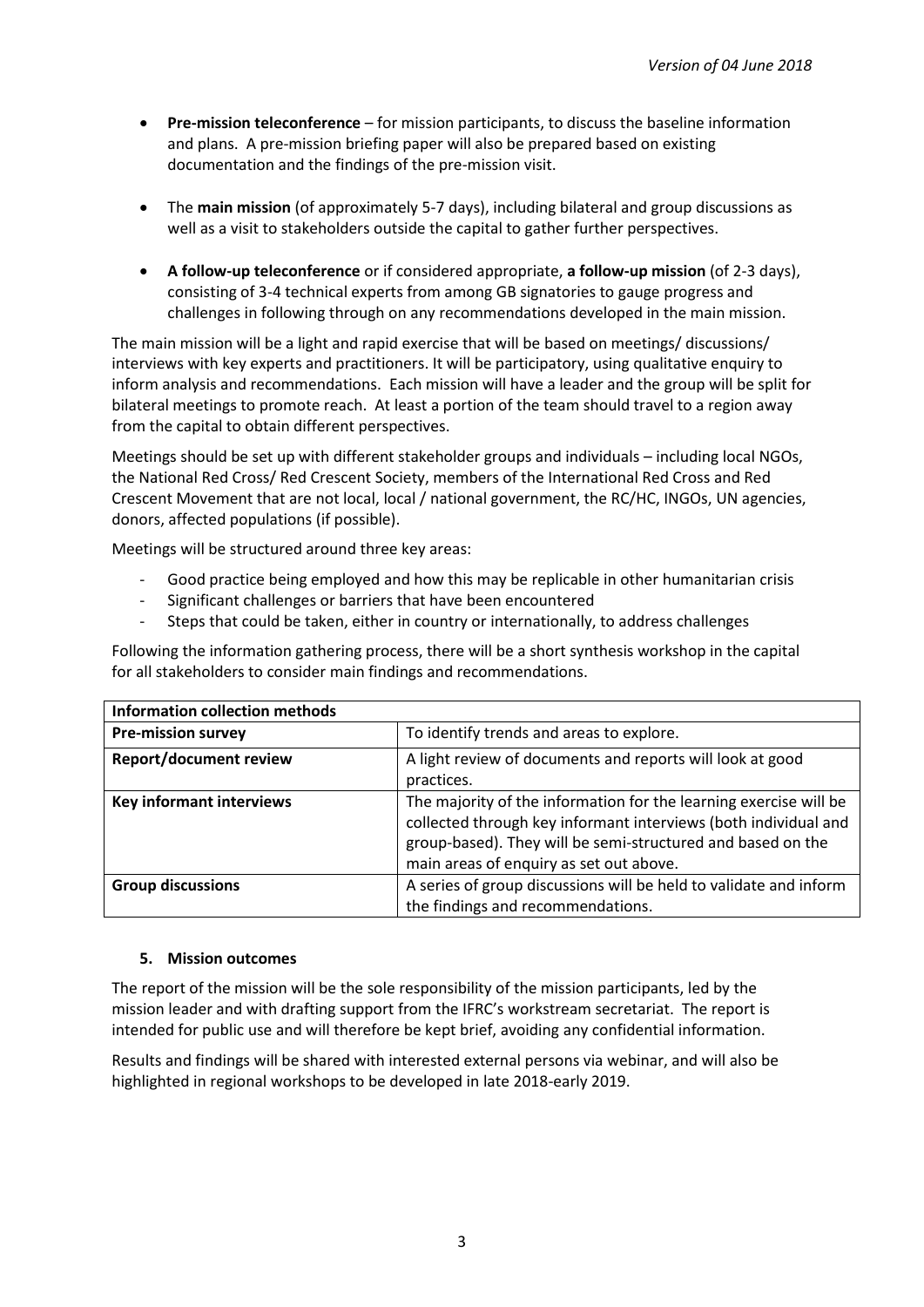- **Pre-mission teleconference** – for mission participants, to discuss the baseline information and plans. A pre-mission briefing paper will also be prepared based on existing documentation and the findings of the pre-mission visit.

- The **main mission** (of approximately 5-7 days), including bilateral and group discussions as well as a visit to stakeholders outside the capital to gather further perspectives.

- **A follow-up teleconference** or if considered appropriate, **a follow-up mission** (of 2-3 days), consisting of 3-4 technical experts from among GB signatories to gauge progress and challenges in following through on any recommendations developed in the main mission.

The main mission will be a light and rapid exercise that will be based on meetings/ discussions/ interviews with key experts and practitioners. It will be participatory, using qualitative enquiry to inform analysis and recommendations. Each mission will have a leader and the group will be split for bilateral meetings to promote reach. At least a portion of the team should travel to a region away from the capital to obtain different perspectives.

Meetings should be set up with different stakeholder groups and individuals – including local NGOs, the National Red Cross/ Red Crescent Society, members of the International Red Cross and Red Crescent Movement that are not local, local / national government, the RC/HC, INGOs, UN agencies, donors, affected populations (if possible).

Meetings will be structured around three key areas:

- Good practice being employed and how this may be replicable in other humanitarian crisis
- Significant challenges or barriers that have been encountered
- Steps that could be taken, either in country or internationally, to address challenges

Following the information gathering process, there will be a short synthesis workshop in the capital for all stakeholders to consider main findings and recommendations.

| **Information collection methods** | |
|---|---|
| **Pre-mission survey** | To identify trends and areas to explore. |
| **Report/document review** | A light review of documents and reports will look at good practices. |
| **Key informant interviews** | The majority of the information for the learning exercise will be collected through key informant interviews (both individual and group-based). They will be semi-structured and based on the main areas of enquiry as set out above. |
| **Group discussions** | A series of group discussions will be held to validate and inform the findings and recommendations. |

### 5. Mission outcomes

The report of the mission will be the sole responsibility of the mission participants, led by the mission leader and with drafting support from the IFRC's workstream secretariat. The report is intended for public use and will therefore be kept brief, avoiding any confidential information.

Results and findings will be shared with interested external persons via webinar, and will also be highlighted in regional workshops to be developed in late 2018-early 2019.